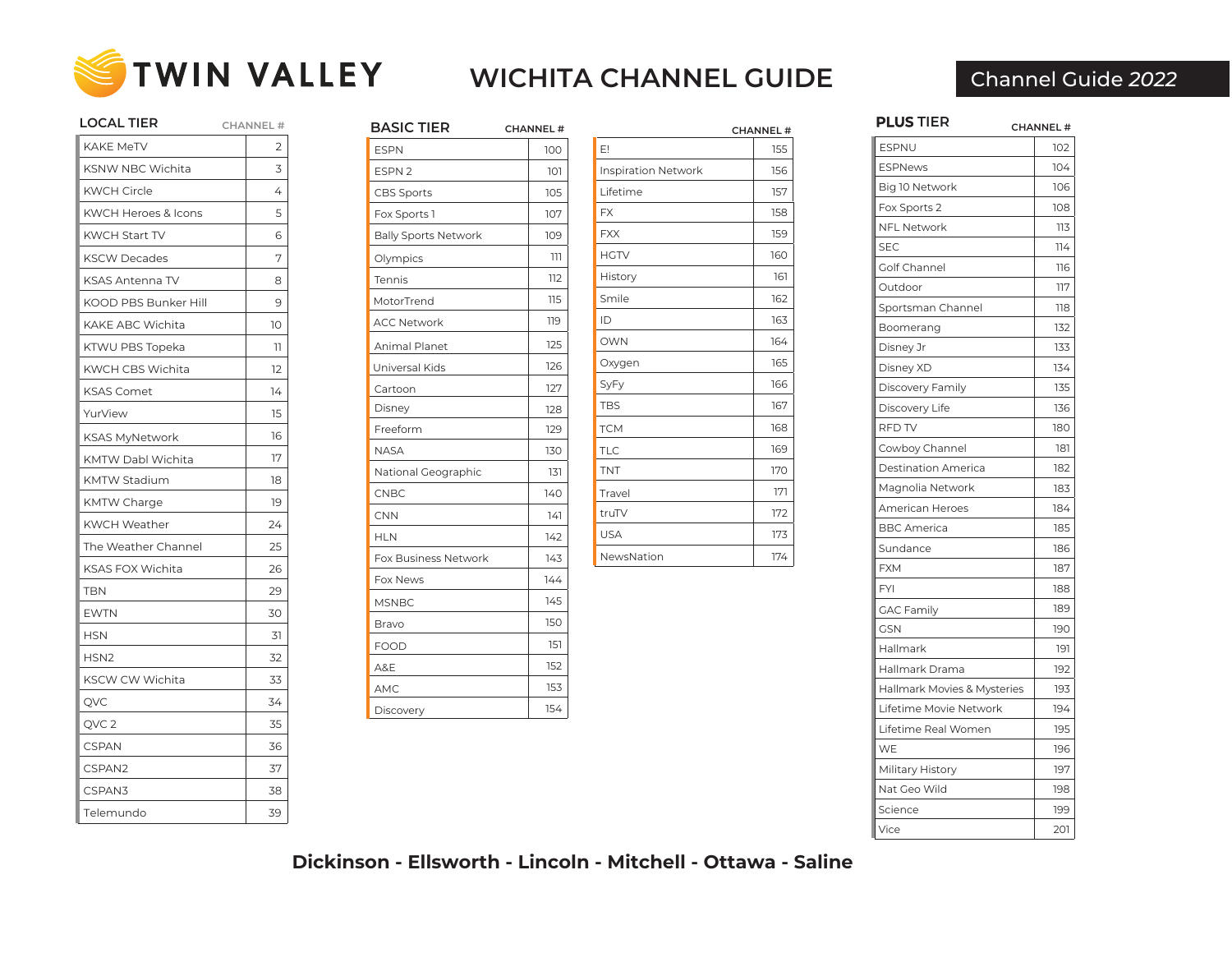# TWIN VALLEY

# WICHITA CHANNEL GUIDE

Channel Guide *2022*

## LOCAL TIER

| LOCAL TIER | CHANNEL # |
|---|---|
| KAKE MeTV | 2 |
| KSNW NBC Wichita | 3 |
| KWCH Circle | 4 |
| KWCH Heroes & Icons | 5 |
| KWCH Start TV | 6 |
| KSCW Decades | 7 |
| KSAS Antenna TV | 8 |
| KOOD PBS Bunker Hill | 9 |
| KAKE ABC Wichita | 10 |
| KTWU PBS Topeka | 11 |
| KWCH CBS Wichita | 12 |
| KSAS Comet | 14 |
| YurView | 15 |
| KSAS MyNetwork | 16 |
| KMTW Dabl Wichita | 17 |
| KMTW Stadium | 18 |
| KMTW Charge | 19 |
| KWCH Weather | 24 |
| The Weather Channel | 25 |
| KSAS FOX Wichita | 26 |
| TBN | 29 |
| EWTN | 30 |
| HSN | 31 |
| HSN2 | 32 |
| KSCW CW Wichita | 33 |
| QVC | 34 |
| QVC 2 | 35 |
| CSPAN | 36 |
| CSPAN2 | 37 |
| CSPAN3 | 38 |
| Telemundo | 39 |

## BASIC TIER

| BASIC TIER | CHANNEL # |
|---|---|
| ESPN | 100 |
| ESPN 2 | 101 |
| CBS Sports | 105 |
| Fox Sports 1 | 107 |
| Bally Sports Network | 109 |
| Olympics | 111 |
| Tennis | 112 |
| MotorTrend | 115 |
| ACC Network | 119 |
| Animal Planet | 125 |
| Universal Kids | 126 |
| Cartoon | 127 |
| Disney | 128 |
| Freeform | 129 |
| NASA | 130 |
| National Geographic | 131 |
| CNBC | 140 |
| CNN | 141 |
| HLN | 142 |
| Fox Business Network | 143 |
| Fox News | 144 |
| MSNBC | 145 |
| Bravo | 150 |
| FOOD | 151 |
| A&E | 152 |
| AMC | 153 |
| Discovery | 154 |
| E! | 155 |
| Inspiration Network | 156 |
| Lifetime | 157 |
| FX | 158 |
| FXX | 159 |
| HGTV | 160 |
| History | 161 |
| Smile | 162 |
| ID | 163 |
| OWN | 164 |
| Oxygen | 165 |
| SyFy | 166 |
| TBS | 167 |
| TCM | 168 |
| TLC | 169 |
| TNT | 170 |
| Travel | 171 |
| truTV | 172 |
| USA | 173 |
| NewsNation | 174 |

## PLUS TIER

| PLUS TIER | CHANNEL # |
|---|---|
| ESPNU | 102 |
| ESPNews | 104 |
| Big 10 Network | 106 |
| Fox Sports 2 | 108 |
| NFL Network | 113 |
| SEC | 114 |
| Golf Channel | 116 |
| Outdoor | 117 |
| Sportsman Channel | 118 |
| Boomerang | 132 |
| Disney Jr | 133 |
| Disney XD | 134 |
| Discovery Family | 135 |
| Discovery Life | 136 |
| RFD TV | 180 |
| Cowboy Channel | 181 |
| Destination America | 182 |
| Magnolia Network | 183 |
| American Heroes | 184 |
| BBC America | 185 |
| Sundance | 186 |
| FXM | 187 |
| FYI | 188 |
| GAC Family | 189 |
| GSN | 190 |
| Hallmark | 191 |
| Hallmark Drama | 192 |
| Hallmark Movies & Mysteries | 193 |
| Lifetime Movie Network | 194 |
| Lifetime Real Women | 195 |
| WE | 196 |
| Military History | 197 |
| Nat Geo Wild | 198 |
| Science | 199 |
| Vice | 201 |

**Dickinson - Ellsworth - Lincoln - Mitchell - Ottawa - Saline**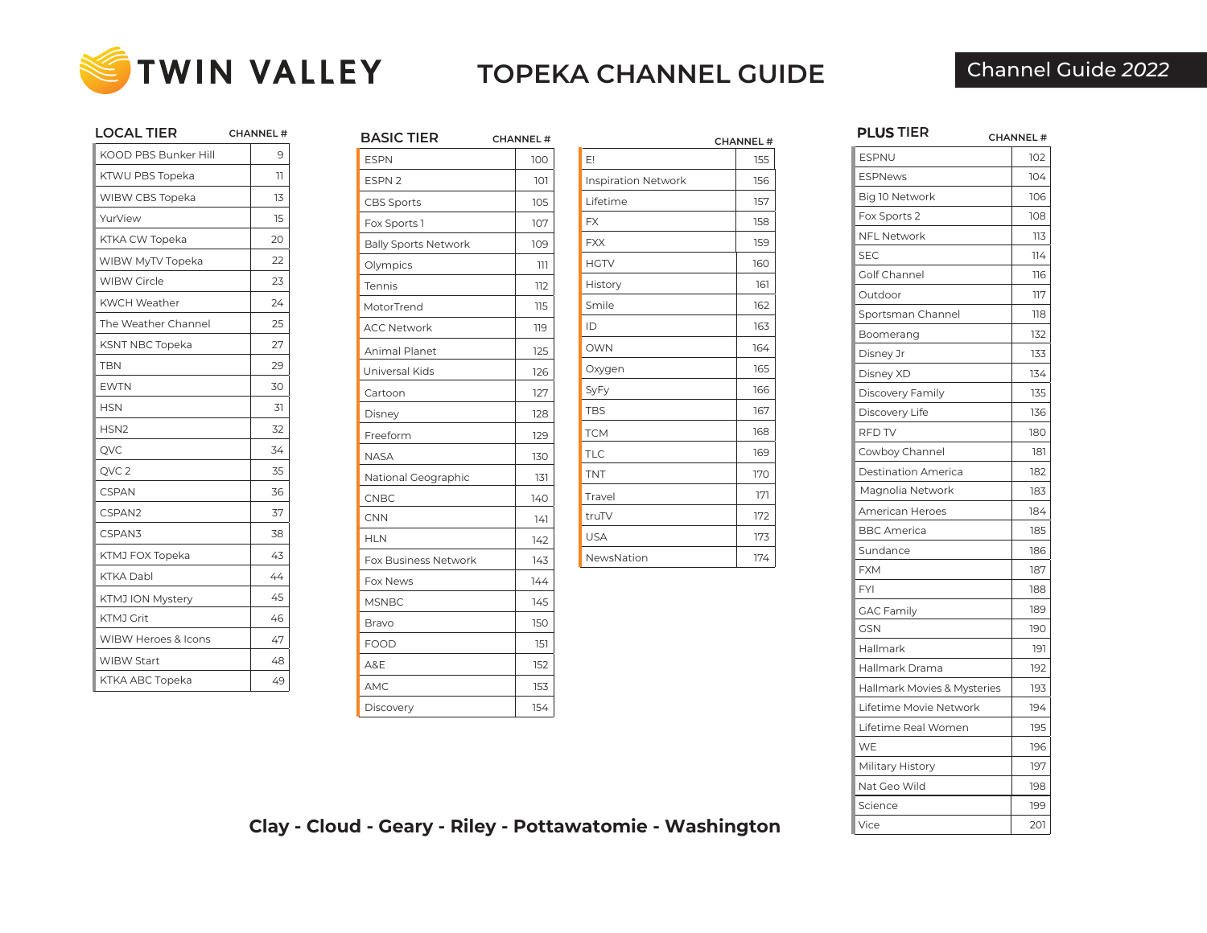# TWIN VALLEY

# TOPEKA CHANNEL GUIDE

Channel Guide *2022*

## LOCAL TIER

| LOCAL TIER | CHANNEL # |
|---|---|
| KOOD PBS Bunker Hill | 9 |
| KTWU PBS Topeka | 11 |
| WIBW CBS Topeka | 13 |
| YurView | 15 |
| KTKA CW Topeka | 20 |
| WIBW MyTV Topeka | 22 |
| WIBW Circle | 23 |
| KWCH Weather | 24 |
| The Weather Channel | 25 |
| KSNT NBC Topeka | 27 |
| TBN | 29 |
| EWTN | 30 |
| HSN | 31 |
| HSN2 | 32 |
| QVC | 34 |
| QVC 2 | 35 |
| CSPAN | 36 |
| CSPAN2 | 37 |
| CSPAN3 | 38 |
| KTMJ FOX Topeka | 43 |
| KTKA Dabl | 44 |
| KTMJ ION Mystery | 45 |
| KTMJ Grit | 46 |
| WIBW Heroes & Icons | 47 |
| WIBW Start | 48 |
| KTKA ABC Topeka | 49 |

## BASIC TIER

| BASIC TIER | CHANNEL # |
|---|---|
| ESPN | 100 |
| ESPN 2 | 101 |
| CBS Sports | 105 |
| Fox Sports 1 | 107 |
| Bally Sports Network | 109 |
| Olympics | 111 |
| Tennis | 112 |
| MotorTrend | 115 |
| ACC Network | 119 |
| Animal Planet | 125 |
| Universal Kids | 126 |
| Cartoon | 127 |
| Disney | 128 |
| Freeform | 129 |
| NASA | 130 |
| National Geographic | 131 |
| CNBC | 140 |
| CNN | 141 |
| HLN | 142 |
| Fox Business Network | 143 |
| Fox News | 144 |
| MSNBC | 145 |
| Bravo | 150 |
| FOOD | 151 |
| A&E | 152 |
| AMC | 153 |
| Discovery | 154 |
| E! | 155 |
| Inspiration Network | 156 |
| Lifetime | 157 |
| FX | 158 |
| FXX | 159 |
| HGTV | 160 |
| History | 161 |
| Smile | 162 |
| ID | 163 |
| OWN | 164 |
| Oxygen | 165 |
| SyFy | 166 |
| TBS | 167 |
| TCM | 168 |
| TLC | 169 |
| TNT | 170 |
| Travel | 171 |
| truTV | 172 |
| USA | 173 |
| NewsNation | 174 |

## PLUS TIER

| PLUS TIER | CHANNEL # |
|---|---|
| ESPNU | 102 |
| ESPNews | 104 |
| Big 10 Network | 106 |
| Fox Sports 2 | 108 |
| NFL Network | 113 |
| SEC | 114 |
| Golf Channel | 116 |
| Outdoor | 117 |
| Sportsman Channel | 118 |
| Boomerang | 132 |
| Disney Jr | 133 |
| Disney XD | 134 |
| Discovery Family | 135 |
| Discovery Life | 136 |
| RFD TV | 180 |
| Cowboy Channel | 181 |
| Destination America | 182 |
| Magnolia Network | 183 |
| American Heroes | 184 |
| BBC America | 185 |
| Sundance | 186 |
| FXM | 187 |
| FYI | 188 |
| GAC Family | 189 |
| GSN | 190 |
| Hallmark | 191 |
| Hallmark Drama | 192 |
| Hallmark Movies & Mysteries | 193 |
| Lifetime Movie Network | 194 |
| Lifetime Real Women | 195 |
| WE | 196 |
| Military History | 197 |
| Nat Geo Wild | 198 |
| Science | 199 |
| Vice | 201 |

**Clay - Cloud - Geary - Riley - Pottawatomie - Washington**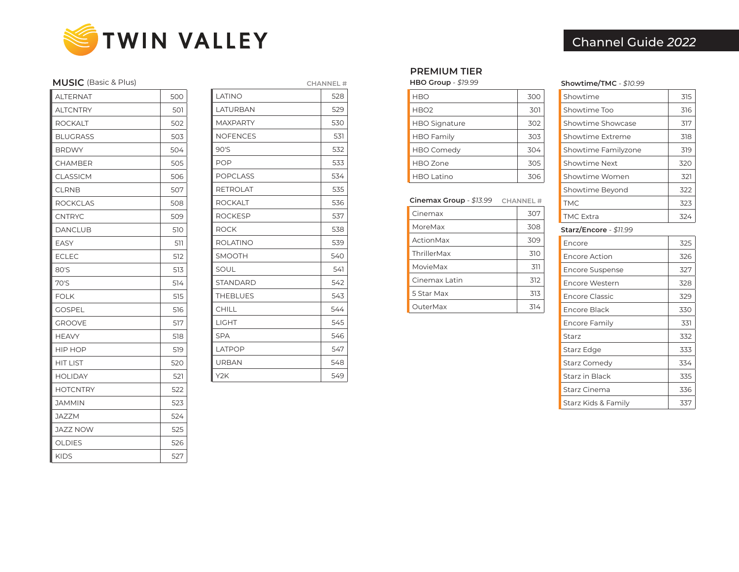TWIN VALLEY

Channel Guide *2022*

## MUSIC (Basic & Plus)

| | CHANNEL # |
|---|---|
| ALTERNAT | 500 |
| ALTCNTRY | 501 |
| ROCKALT | 502 |
| BLUGRASS | 503 |
| BRDWY | 504 |
| CHAMBER | 505 |
| CLASSICM | 506 |
| CLRNB | 507 |
| ROCKCLAS | 508 |
| CNTRYC | 509 |
| DANCLUB | 510 |
| EASY | 511 |
| ECLEC | 512 |
| 80'S | 513 |
| 70'S | 514 |
| FOLK | 515 |
| GOSPEL | 516 |
| GROOVE | 517 |
| HEAVY | 518 |
| HIP HOP | 519 |
| HIT LIST | 520 |
| HOLIDAY | 521 |
| HOTCNTRY | 522 |
| JAMMIN | 523 |
| JAZZM | 524 |
| JAZZ NOW | 525 |
| OLDIES | 526 |
| KIDS | 527 |
| LATINO | 528 |
| LATURBAN | 529 |
| MAXPARTY | 530 |
| NOFENCES | 531 |
| 90'S | 532 |
| POP | 533 |
| POPCLASS | 534 |
| RETROLAT | 535 |
| ROCKALT | 536 |
| ROCKESP | 537 |
| ROCK | 538 |
| ROLATINO | 539 |
| SMOOTH | 540 |
| SOUL | 541 |
| STANDARD | 542 |
| THEBLUES | 543 |
| CHILL | 544 |
| LIGHT | 545 |
| SPA | 546 |
| LATPOP | 547 |
| URBAN | 548 |
| Y2K | 549 |

## PREMIUM TIER

### HBO Group - *$19.99*

| | |
|---|---|
| HBO | 300 |
| HBO2 | 301 |
| HBO Signature | 302 |
| HBO Family | 303 |
| HBO Comedy | 304 |
| HBO Zone | 305 |
| HBO Latino | 306 |

### Cinemax Group - *$13.99*

| | CHANNEL # |
|---|---|
| Cinemax | 307 |
| MoreMax | 308 |
| ActionMax | 309 |
| ThrillerMax | 310 |
| MovieMax | 311 |
| Cinemax Latin | 312 |
| 5 Star Max | 313 |
| OuterMax | 314 |

### Showtime/TMC - *$10.99*

| | |
|---|---|
| Showtime | 315 |
| Showtime Too | 316 |
| Showtime Showcase | 317 |
| Showtime Extreme | 318 |
| Showtime Familyzone | 319 |
| Showtime Next | 320 |
| Showtime Women | 321 |
| Showtime Beyond | 322 |
| TMC | 323 |
| TMC Extra | 324 |

### Starz/Encore - *$11.99*

| | |
|---|---|
| Encore | 325 |
| Encore Action | 326 |
| Encore Suspense | 327 |
| Encore Western | 328 |
| Encore Classic | 329 |
| Encore Black | 330 |
| Encore Family | 331 |
| Starz | 332 |
| Starz Edge | 333 |
| Starz Comedy | 334 |
| Starz in Black | 335 |
| Starz Cinema | 336 |
| Starz Kids & Family | 337 |